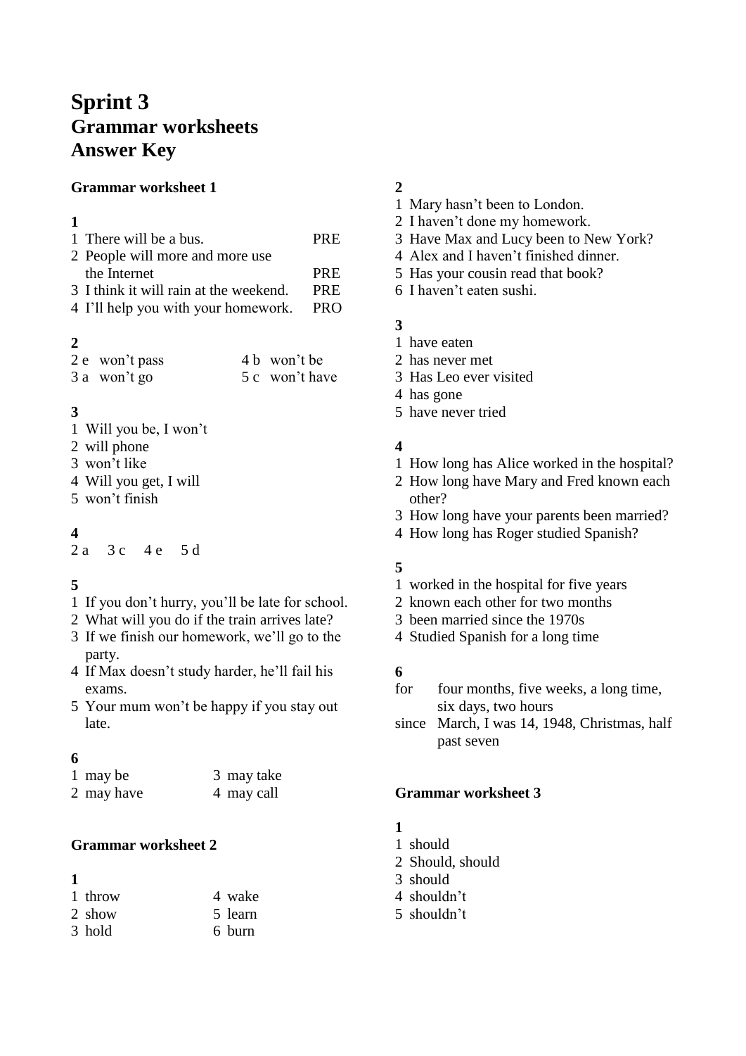# Sprint 3
# Grammar worksheets
# Answer Key

### Grammar worksheet 1

**1**

1 There will be a bus. PRE
2 People will more and more use the Internet PRE
3 I think it will rain at the weekend. PRE
4 I'll help you with your homework. PRO

**2**

2 e won't pass
3 a won't go
4 b won't be
5 c won't have

**3**

1 Will you be, I won't
2 will phone
3 won't like
4 Will you get, I will
5 won't finish

**4**

2 a 3 c 4 e 5 d

**5**

1 If you don't hurry, you'll be late for school.
2 What will you do if the train arrives late?
3 If we finish our homework, we'll go to the party.
4 If Max doesn't study harder, he'll fail his exams.
5 Your mum won't be happy if you stay out late.

**6**

1 may be
2 may have
3 may take
4 may call

### Grammar worksheet 2

**1**

1 throw
2 show
3 hold
4 wake
5 learn
6 burn

**2**

1 Mary hasn't been to London.
2 I haven't done my homework.
3 Have Max and Lucy been to New York?
4 Alex and I haven't finished dinner.
5 Has your cousin read that book?
6 I haven't eaten sushi.

**3**

1 have eaten
2 has never met
3 Has Leo ever visited
4 has gone
5 have never tried

**4**

1 How long has Alice worked in the hospital?
2 How long have Mary and Fred known each other?
3 How long have your parents been married?
4 How long has Roger studied Spanish?

**5**

1 worked in the hospital for five years
2 known each other for two months
3 been married since the 1970s
4 Studied Spanish for a long time

**6**

for four months, five weeks, a long time, six days, two hours
since March, I was 14, 1948, Christmas, half past seven

### Grammar worksheet 3

**1**

1 should
2 Should, should
3 should
4 shouldn't
5 shouldn't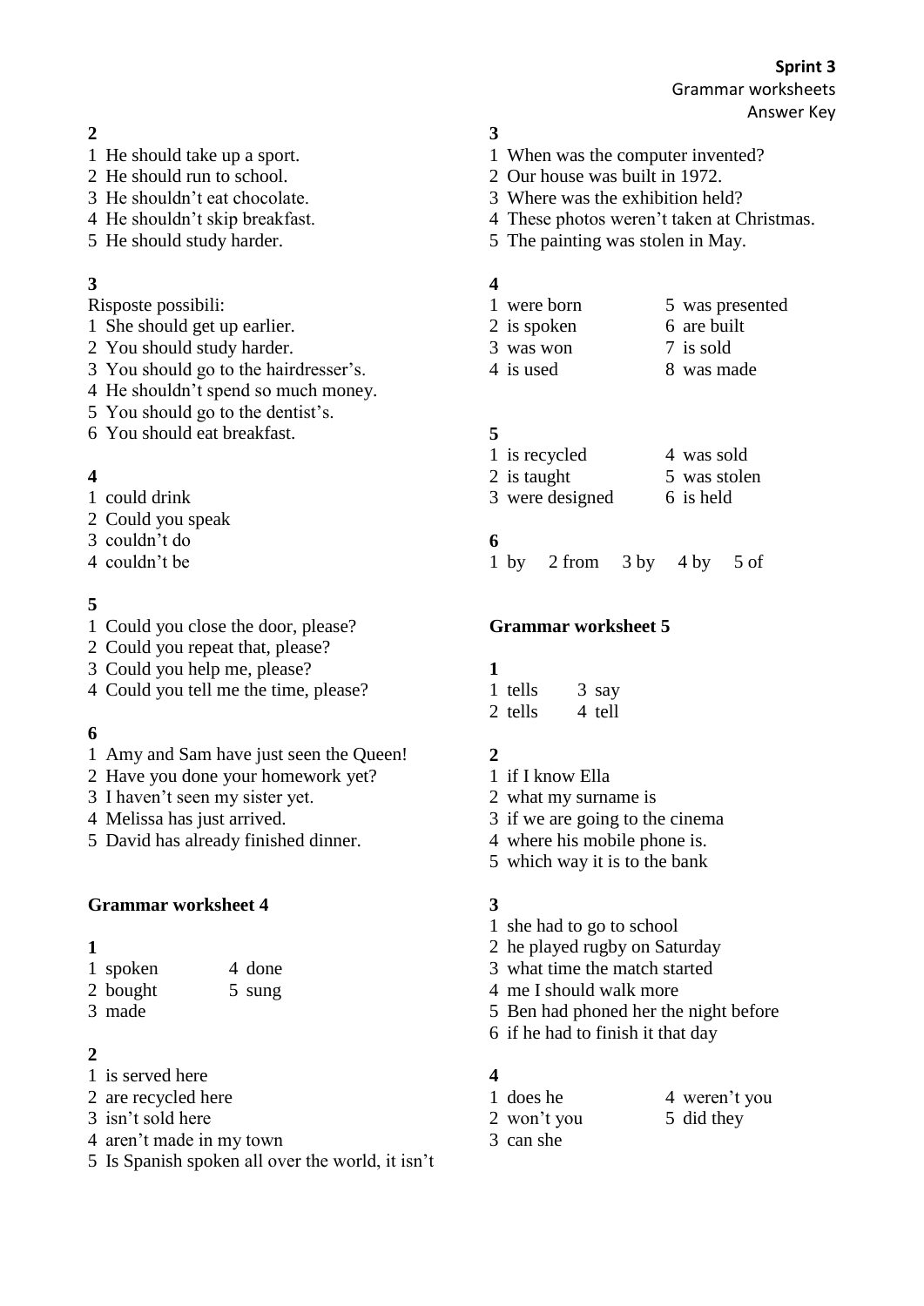**Sprint 3**
Grammar worksheets
Answer Key

**2**

1 He should take up a sport.
2 He should run to school.
3 He shouldn't eat chocolate.
4 He shouldn't skip breakfast.
5 He should study harder.

**3**

Risposte possibili:
1 She should get up earlier.
2 You should study harder.
3 You should go to the hairdresser's.
4 He shouldn't spend so much money.
5 You should go to the dentist's.
6 You should eat breakfast.

**4**

1 could drink
2 Could you speak
3 couldn't do
4 couldn't be

**5**

1 Could you close the door, please?
2 Could you repeat that, please?
3 Could you help me, please?
4 Could you tell me the time, please?

**6**

1 Amy and Sam have just seen the Queen!
2 Have you done your homework yet?
3 I haven't seen my sister yet.
4 Melissa has just arrived.
5 David has already finished dinner.

**Grammar worksheet 4**

**1**

1 spoken 4 done
2 bought 5 sung
3 made

**2**

1 is served here
2 are recycled here
3 isn't sold here
4 aren't made in my town
5 Is Spanish spoken all over the world, it isn't

**3**

1 When was the computer invented?
2 Our house was built in 1972.
3 Where was the exhibition held?
4 These photos weren't taken at Christmas.
5 The painting was stolen in May.

**4**

1 were born 5 was presented
2 is spoken 6 are built
3 was won 7 is sold
4 is used 8 was made

**5**

1 is recycled 4 was sold
2 is taught 5 was stolen
3 were designed 6 is held

**6**

1 by 2 from 3 by 4 by 5 of

**Grammar worksheet 5**

**1**

1 tells 3 say
2 tells 4 tell

**2**

1 if I know Ella
2 what my surname is
3 if we are going to the cinema
4 where his mobile phone is.
5 which way it is to the bank

**3**

1 she had to go to school
2 he played rugby on Saturday
3 what time the match started
4 me I should walk more
5 Ben had phoned her the night before
6 if he had to finish it that day

**4**

1 does he 4 weren't you
2 won't you 5 did they
3 can she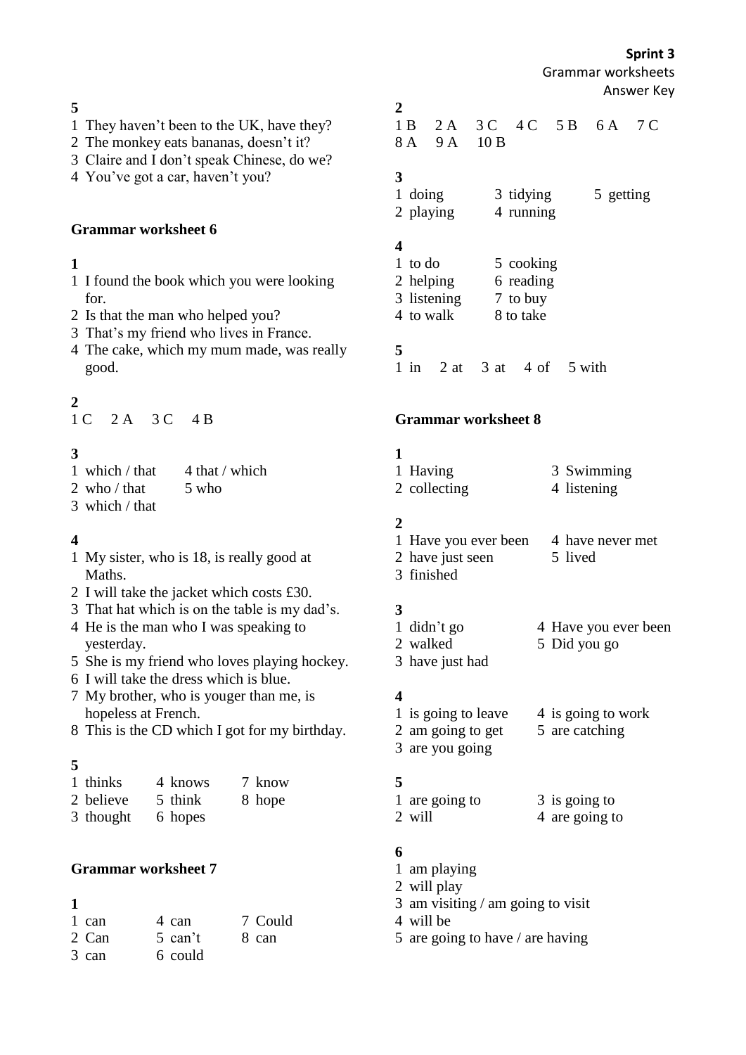**Sprint 3**
Grammar worksheets
Answer Key

**5**

1 They haven't been to the UK, have they?
2 The monkey eats bananas, doesn't it?
3 Claire and I don't speak Chinese, do we?
4 You've got a car, haven't you?

### Grammar worksheet 6

**1**

1 I found the book which you were looking for.
2 Is that the man who helped you?
3 That's my friend who lives in France.
4 The cake, which my mum made, was really good.

**2**

1 C 2 A 3 C 4 B

**3**

1 which / that
2 who / that
3 which / that
4 that / which
5 who

**4**

1 My sister, who is 18, is really good at Maths.
2 I will take the jacket which costs £30.
3 That hat which is on the table is my dad's.
4 He is the man who I was speaking to yesterday.
5 She is my friend who loves playing hockey.
6 I will take the dress which is blue.
7 My brother, who is youger than me, is hopeless at French.
8 This is the CD which I got for my birthday.

**5**

1 thinks
2 believe
3 thought
4 knows
5 think
6 hopes
7 know
8 hope

### Grammar worksheet 7

**1**

1 can
2 Can
3 can
4 can
5 can't
6 could
7 Could
8 can

**2**

1 B 2 A 3 C 4 C 5 B 6 A 7 C 8 A 9 A 10 B

**3**

1 doing
2 playing
3 tidying
4 running
5 getting

**4**

1 to do
2 helping
3 listening
4 to walk
5 cooking
6 reading
7 to buy
8 to take

**5**

1 in 2 at 3 at 4 of 5 with

### Grammar worksheet 8

**1**

1 Having
2 collecting
3 Swimming
4 listening

**2**

1 Have you ever been
2 have just seen
3 finished
4 have never met
5 lived

**3**

1 didn't go
2 walked
3 have just had
4 Have you ever been
5 Did you go

**4**

1 is going to leave
2 am going to get
3 are you going
4 is going to work
5 are catching

**5**

1 are going to
2 will
3 is going to
4 are going to

**6**

1 am playing
2 will play
3 am visiting / am going to visit
4 will be
5 are going to have / are having